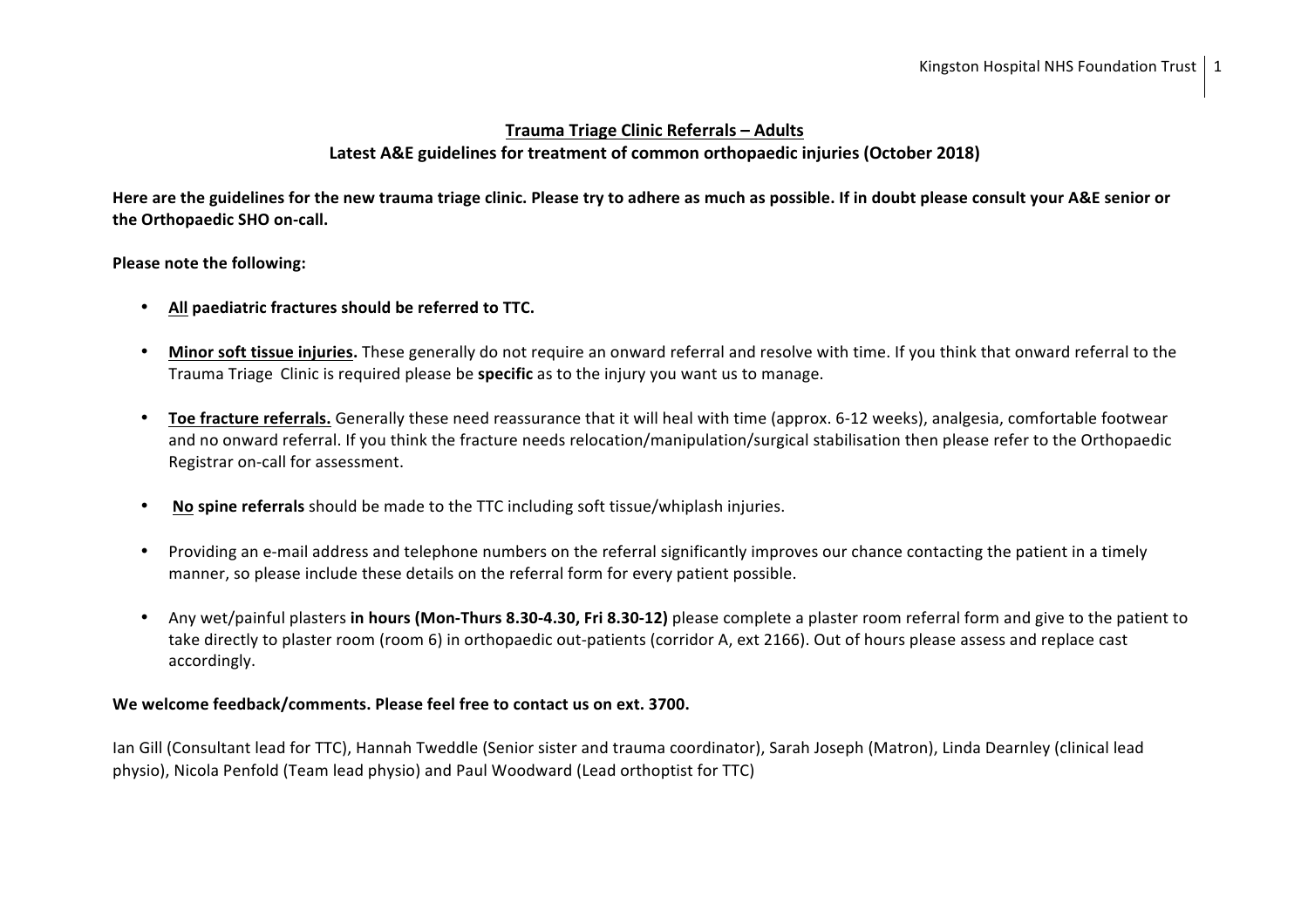## Trauma Triage Clinic Referrals – Adults

### Latest A&E guidelines for treatment of common orthopaedic injuries (October 2018)

**Here are the guidelines for the new trauma triage clinic. Please try to adhere as much as possible. If in doubt please consult your A&E senior or the Orthopaedic SHO on-call.**

**Please note the following:**

- **All paediatric fractures should be referred to TTC.**
- **Minor soft tissue injuries.** These generally do not require an onward referral and resolve with time. If you think that onward referral to the Trauma Triage Clinic is required please be **specific** as to the injury you want us to manage.
- **Toe fracture referrals.** Generally these need reassurance that it will heal with time (approx. 6-12 weeks), analgesia, comfortable footwear and no onward referral. If you think the fracture needs relocation/manipulation/surgical stabilisation then please refer to the Orthopaedic Registrar on-call for assessment.
- **No spine referrals** should be made to the TTC including soft tissue/whiplash injuries.
- Providing an e-mail address and telephone numbers on the referral significantly improves our chance contacting the patient in a timely manner, so please include these details on the referral form for every patient possible.
- Any wet/painful plasters **in hours (Mon-Thurs 8.30-4.30, Fri 8.30-12)** please complete a plaster room referral form and give to the patient to take directly to plaster room (room 6) in orthopaedic out-patients (corridor A, ext 2166). Out of hours please assess and replace cast accordingly.

**We welcome feedback/comments. Please feel free to contact us on ext. 3700.**

Ian Gill (Consultant lead for TTC), Hannah Tweddle (Senior sister and trauma coordinator), Sarah Joseph (Matron), Linda Dearnley (clinical lead physio), Nicola Penfold (Team lead physio) and Paul Woodward (Lead orthoptist for TTC)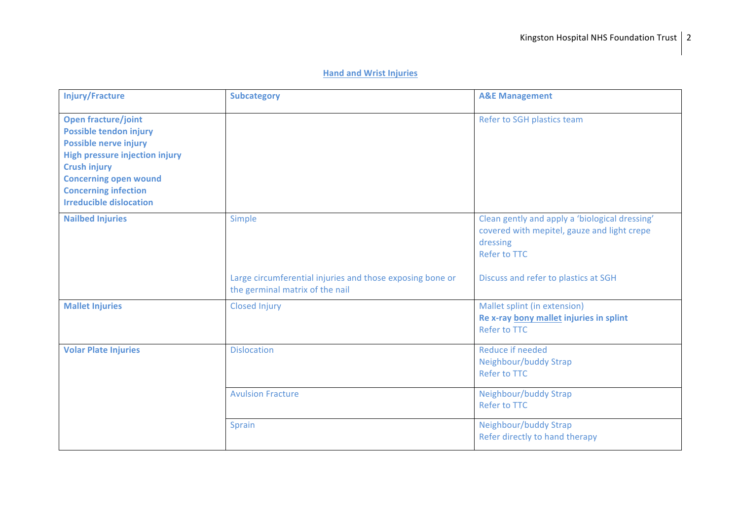## Hand and Wrist Injuries

| Injury/Fracture | Subcategory | A&E Management |
| --- | --- | --- |
| **Open fracture/joint**<br>**Possible tendon injury**<br>**Possible nerve injury**<br>**High pressure injection injury**<br>**Crush injury**<br>**Concerning open wound**<br>**Concerning infection**<br>**Irreducible dislocation** | | Refer to SGH plastics team |
| **Nailbed Injuries** | Simple | Clean gently and apply a 'biological dressing' covered with mepitel, gauze and light crepe dressing<br>Refer to TTC |
| | Large circumferential injuries and those exposing bone or the germinal matrix of the nail | Discuss and refer to plastics at SGH |
| **Mallet Injuries** | Closed Injury | Mallet splint (in extension)<br>**Re x-ray bony mallet injuries in splint**<br>Refer to TTC |
| **Volar Plate Injuries** | Dislocation | Reduce if needed<br>Neighbour/buddy Strap<br>Refer to TTC |
| | Avulsion Fracture | Neighbour/buddy Strap<br>Refer to TTC |
| | Sprain | Neighbour/buddy Strap<br>Refer directly to hand therapy |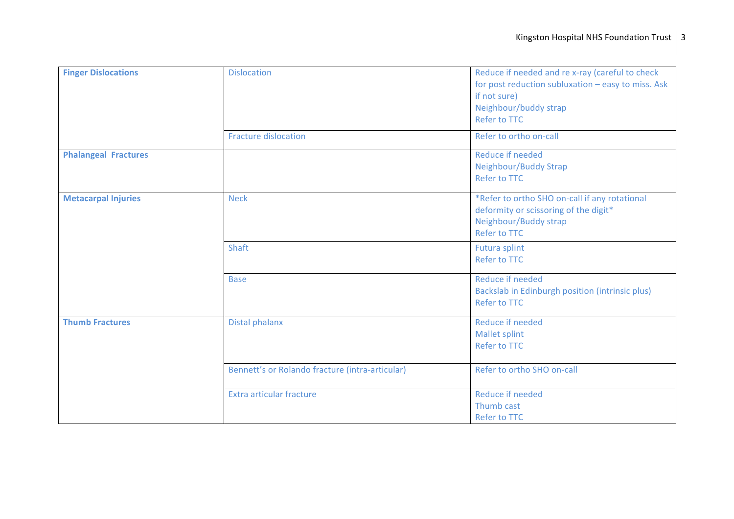| **Finger Dislocations** | Dislocation | Reduce if needed and re x-ray (careful to check for post reduction subluxation – easy to miss. Ask if not sure)<br>Neighbour/buddy strap<br>Refer to TTC |
|---|---|---|
| | Fracture dislocation | Refer to ortho on-call |
| **Phalangeal Fractures** | | Reduce if needed<br>Neighbour/Buddy Strap<br>Refer to TTC |
| **Metacarpal Injuries** | Neck | *Refer to ortho SHO on-call if any rotational deformity or scissoring of the digit*<br>Neighbour/Buddy strap<br>Refer to TTC |
| | Shaft | Futura splint<br>Refer to TTC |
| | Base | Reduce if needed<br>Backslab in Edinburgh position (intrinsic plus)<br>Refer to TTC |
| **Thumb Fractures** | Distal phalanx | Reduce if needed<br>Mallet splint<br>Refer to TTC |
| | Bennett's or Rolando fracture (intra-articular) | Refer to ortho SHO on-call |
| | Extra articular fracture | Reduce if needed<br>Thumb cast<br>Refer to TTC |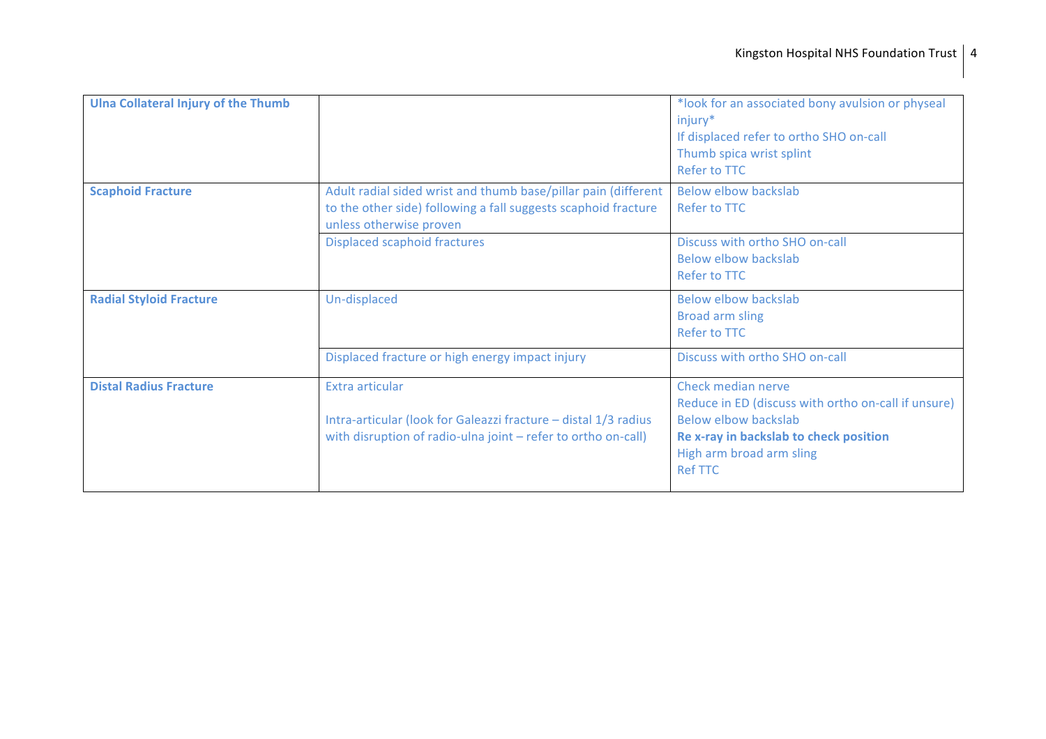| | | |
|---|---|---|
| **Ulna Collateral Injury of the Thumb** | | *look for an associated bony avulsion or physeal injury*<br>If displaced refer to ortho SHO on-call<br>Thumb spica wrist splint<br>Refer to TTC |
| **Scaphoid Fracture** | Adult radial sided wrist and thumb base/pillar pain (different to the other side) following a fall suggests scaphoid fracture unless otherwise proven | Below elbow backslab<br>Refer to TTC |
| | Displaced scaphoid fractures | Discuss with ortho SHO on-call<br>Below elbow backslab<br>Refer to TTC |
| **Radial Styloid Fracture** | Un-displaced | Below elbow backslab<br>Broad arm sling<br>Refer to TTC |
| | Displaced fracture or high energy impact injury | Discuss with ortho SHO on-call |
| **Distal Radius Fracture** | Extra articular<br><br>Intra-articular (look for Galeazzi fracture – distal 1/3 radius with disruption of radio-ulna joint – refer to ortho on-call) | Check median nerve<br>Reduce in ED (discuss with ortho on-call if unsure)<br>Below elbow backslab<br>**Re x-ray in backslab to check position**<br>High arm broad arm sling<br>Ref TTC |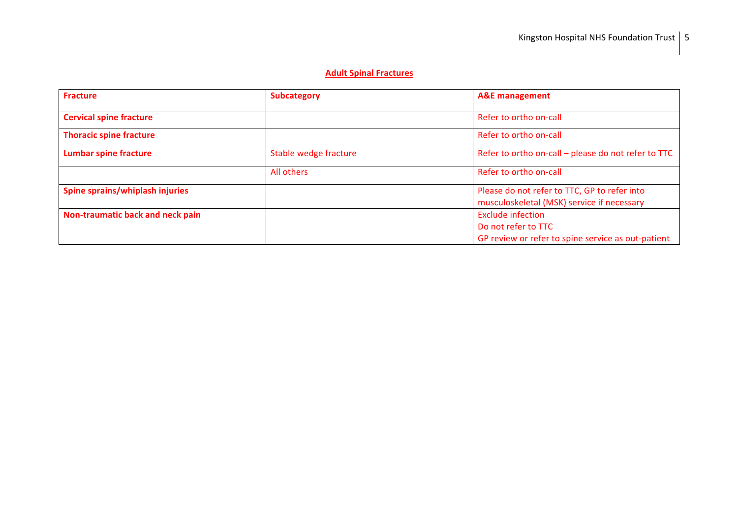## Adult Spinal Fractures

| **Fracture** | **Subcategory** | **A&E management** |
| --- | --- | --- |
| **Cervical spine fracture** | | Refer to ortho on-call |
| **Thoracic spine fracture** | | Refer to ortho on-call |
| **Lumbar spine fracture** | Stable wedge fracture | Refer to ortho on-call – please do not refer to TTC |
| | All others | Refer to ortho on-call |
| **Spine sprains/whiplash injuries** | | Please do not refer to TTC, GP to refer into musculoskeletal (MSK) service if necessary |
| **Non-traumatic back and neck pain** | | Exclude infection<br>Do not refer to TTC<br>GP review or refer to spine service as out-patient |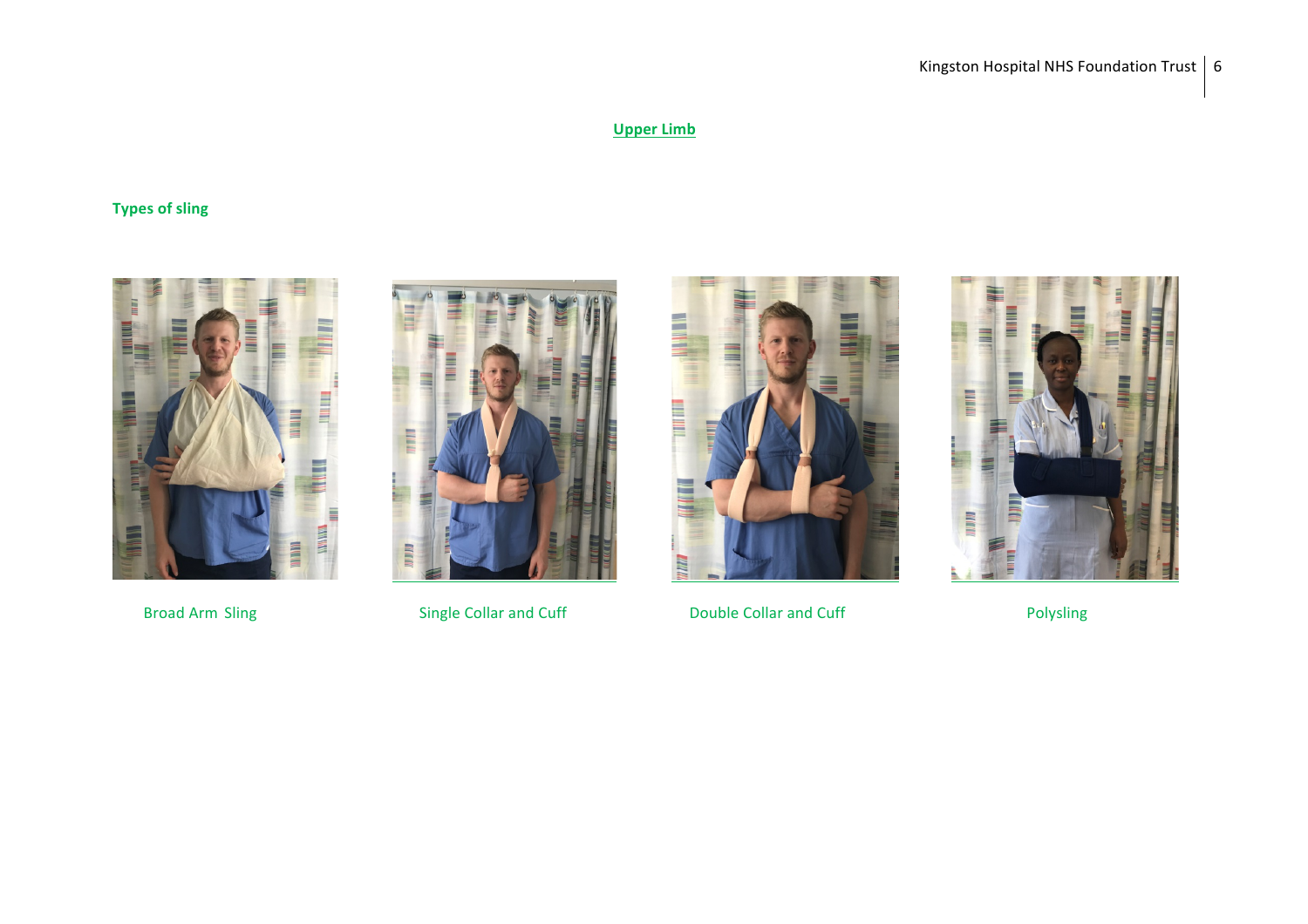## Upper Limb

### Types of sling

Broad Arm Sling

Single Collar and Cuff

Double Collar and Cuff

Polysling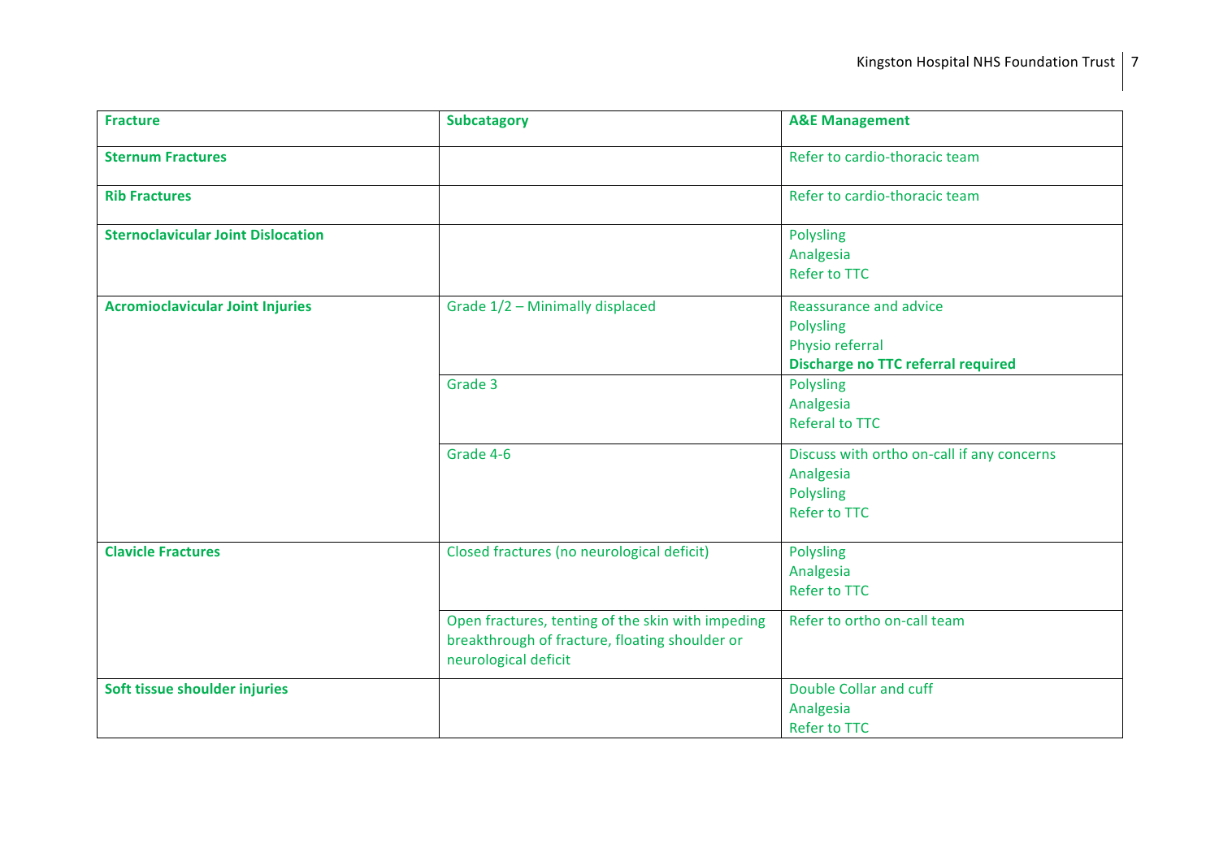| Fracture | Subcatagory | A&E Management |
|---|---|---|
| **Sternum Fractures** | | Refer to cardio-thoracic team |
| **Rib Fractures** | | Refer to cardio-thoracic team |
| **Sternoclavicular Joint Dislocation** | | Polysling<br>Analgesia<br>Refer to TTC |
| **Acromioclavicular Joint Injuries** | Grade 1/2 – Minimally displaced | Reassurance and advice<br>Polysling<br>Physio referral<br>**Discharge no TTC referral required** |
| | Grade 3 | Polysling<br>Analgesia<br>Referal to TTC |
| | Grade 4-6 | Discuss with ortho on-call if any concerns<br>Analgesia<br>Polysling<br>Refer to TTC |
| **Clavicle Fractures** | Closed fractures (no neurological deficit) | Polysling<br>Analgesia<br>Refer to TTC |
| | Open fractures, tenting of the skin with impeding breakthrough of fracture, floating shoulder or neurological deficit | Refer to ortho on-call team |
| **Soft tissue shoulder injuries** | | Double Collar and cuff<br>Analgesia<br>Refer to TTC |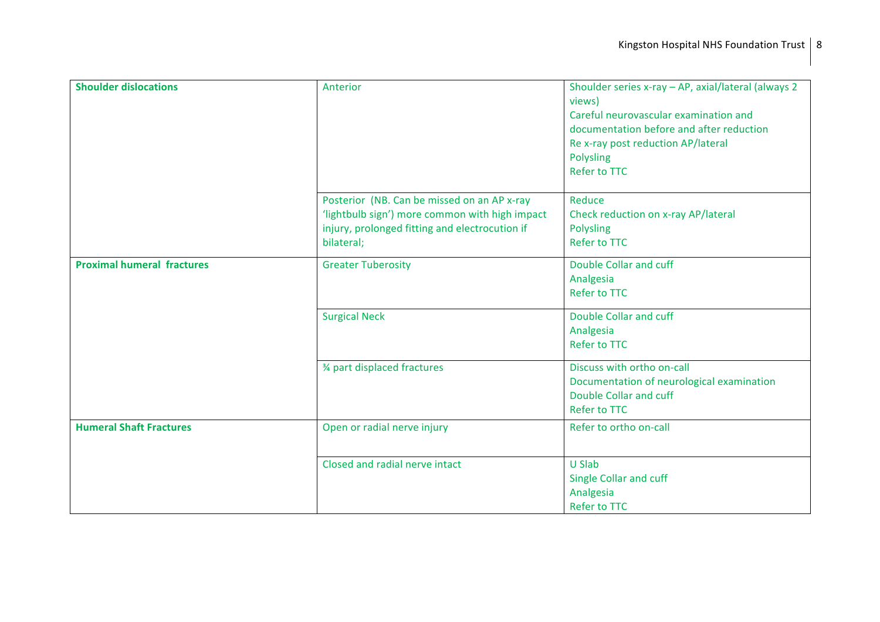| | | |
|---|---|---|
| **Shoulder dislocations** | Anterior | Shoulder series x-ray – AP, axial/lateral (always 2 views)<br>Careful neurovascular examination and documentation before and after reduction<br>Re x-ray post reduction AP/lateral<br>Polysling<br>Refer to TTC |
| | Posterior (NB. Can be missed on an AP x-ray 'lightbulb sign') more common with high impact injury, prolonged fitting and electrocution if bilateral; | Reduce<br>Check reduction on x-ray AP/lateral<br>Polysling<br>Refer to TTC |
| **Proximal humeral fractures** | Greater Tuberosity | Double Collar and cuff<br>Analgesia<br>Refer to TTC |
| | Surgical Neck | Double Collar and cuff<br>Analgesia<br>Refer to TTC |
| | ¾ part displaced fractures | Discuss with ortho on-call<br>Documentation of neurological examination<br>Double Collar and cuff<br>Refer to TTC |
| **Humeral Shaft Fractures** | Open or radial nerve injury | Refer to ortho on-call |
| | Closed and radial nerve intact | U Slab<br>Single Collar and cuff<br>Analgesia<br>Refer to TTC |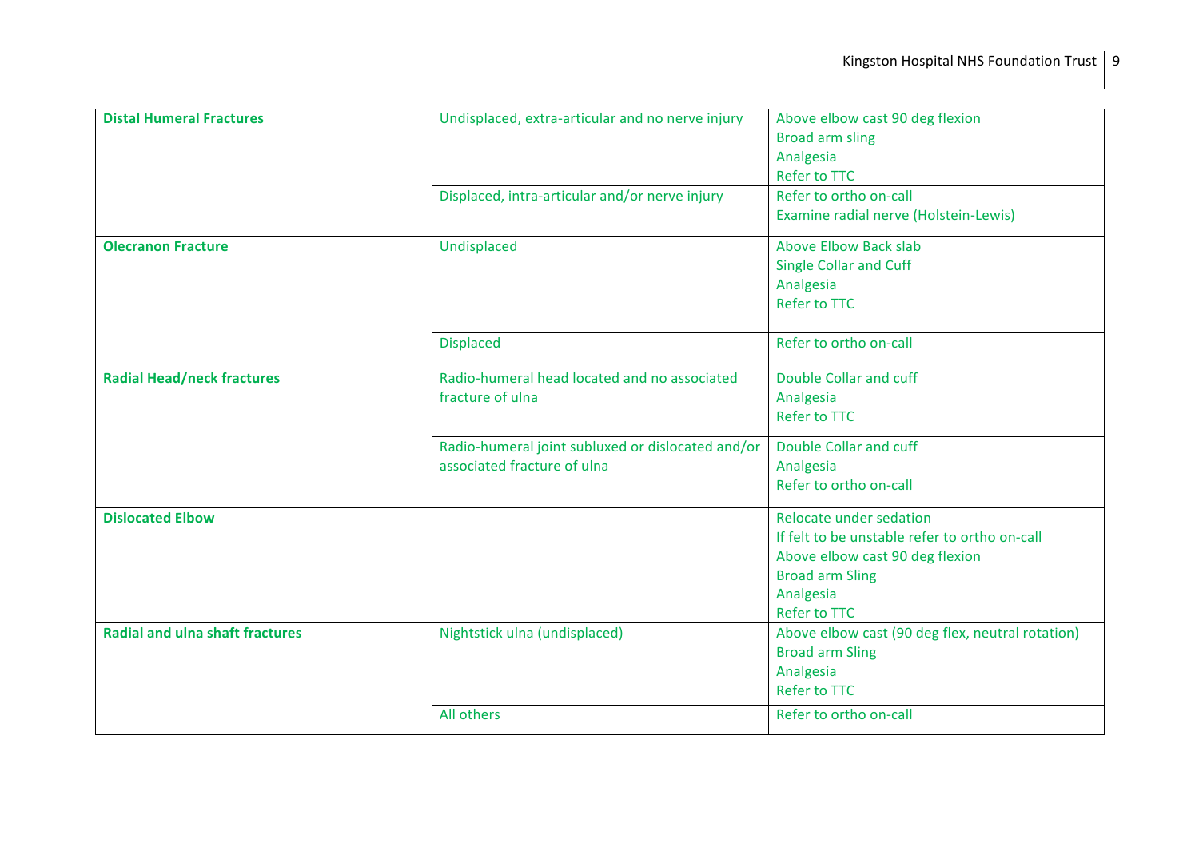| | | |
|---|---|---|
| **Distal Humeral Fractures** | Undisplaced, extra-articular and no nerve injury | Above elbow cast 90 deg flexion<br>Broad arm sling<br>Analgesia<br>Refer to TTC |
| | Displaced, intra-articular and/or nerve injury | Refer to ortho on-call<br>Examine radial nerve (Holstein-Lewis) |
| **Olecranon Fracture** | Undisplaced | Above Elbow Back slab<br>Single Collar and Cuff<br>Analgesia<br>Refer to TTC |
| | Displaced | Refer to ortho on-call |
| **Radial Head/neck fractures** | Radio-humeral head located and no associated fracture of ulna | Double Collar and cuff<br>Analgesia<br>Refer to TTC |
| | Radio-humeral joint subluxed or dislocated and/or associated fracture of ulna | Double Collar and cuff<br>Analgesia<br>Refer to ortho on-call |
| **Dislocated Elbow** | | Relocate under sedation<br>If felt to be unstable refer to ortho on-call<br>Above elbow cast 90 deg flexion<br>Broad arm Sling<br>Analgesia<br>Refer to TTC |
| **Radial and ulna shaft fractures** | Nightstick ulna (undisplaced) | Above elbow cast (90 deg flex, neutral rotation)<br>Broad arm Sling<br>Analgesia<br>Refer to TTC |
| | All others | Refer to ortho on-call |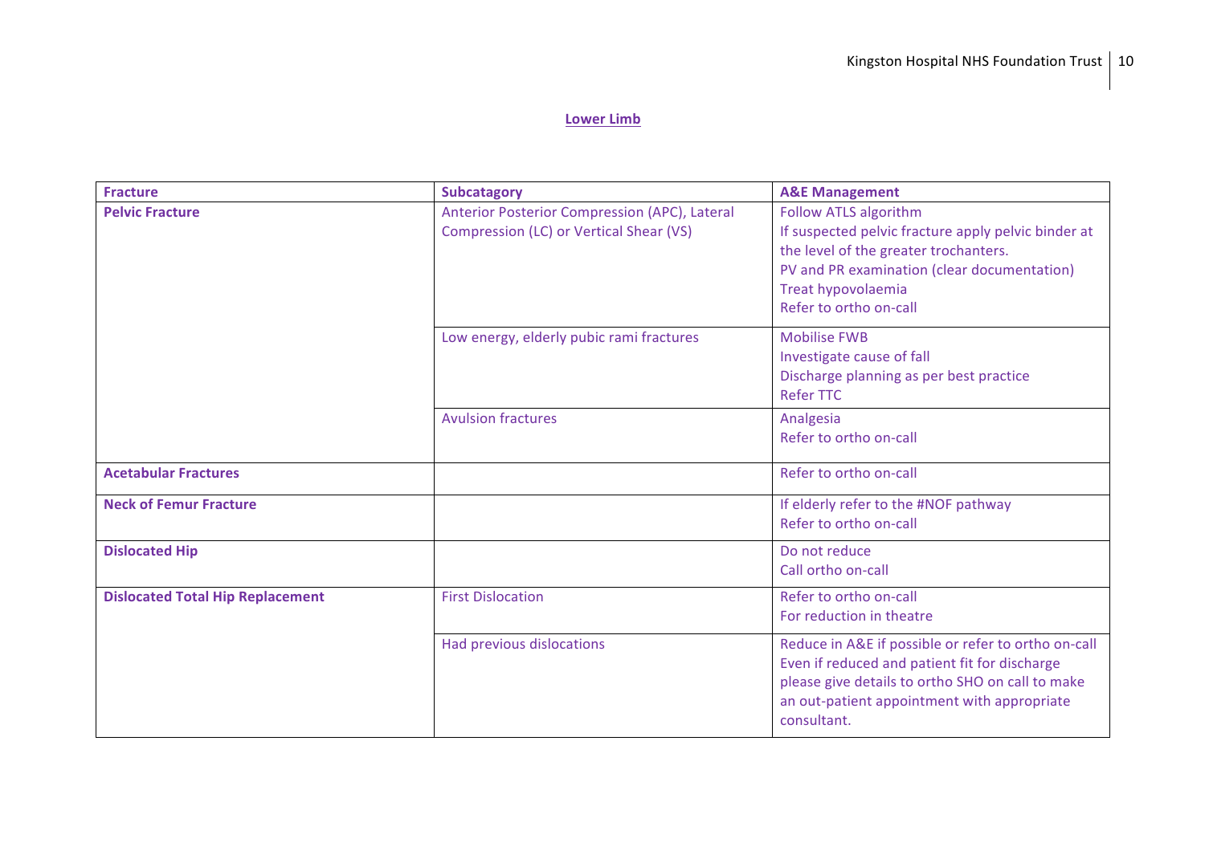## Lower Limb

| Fracture | Subcatagory | A&E Management |
|---|---|---|
| **Pelvic Fracture** | Anterior Posterior Compression (APC), Lateral Compression (LC) or Vertical Shear (VS) | Follow ATLS algorithm<br>If suspected pelvic fracture apply pelvic binder at the level of the greater trochanters.<br>PV and PR examination (clear documentation)<br>Treat hypovolaemia<br>Refer to ortho on-call |
| | Low energy, elderly pubic rami fractures | Mobilise FWB<br>Investigate cause of fall<br>Discharge planning as per best practice<br>Refer TTC |
| | Avulsion fractures | Analgesia<br>Refer to ortho on-call |
| **Acetabular Fractures** | | Refer to ortho on-call |
| **Neck of Femur Fracture** | | If elderly refer to the #NOF pathway<br>Refer to ortho on-call |
| **Dislocated Hip** | | Do not reduce<br>Call ortho on-call |
| **Dislocated Total Hip Replacement** | First Dislocation | Refer to ortho on-call<br>For reduction in theatre |
| | Had previous dislocations | Reduce in A&E if possible or refer to ortho on-call<br>Even if reduced and patient fit for discharge please give details to ortho SHO on call to make an out-patient appointment with appropriate consultant. |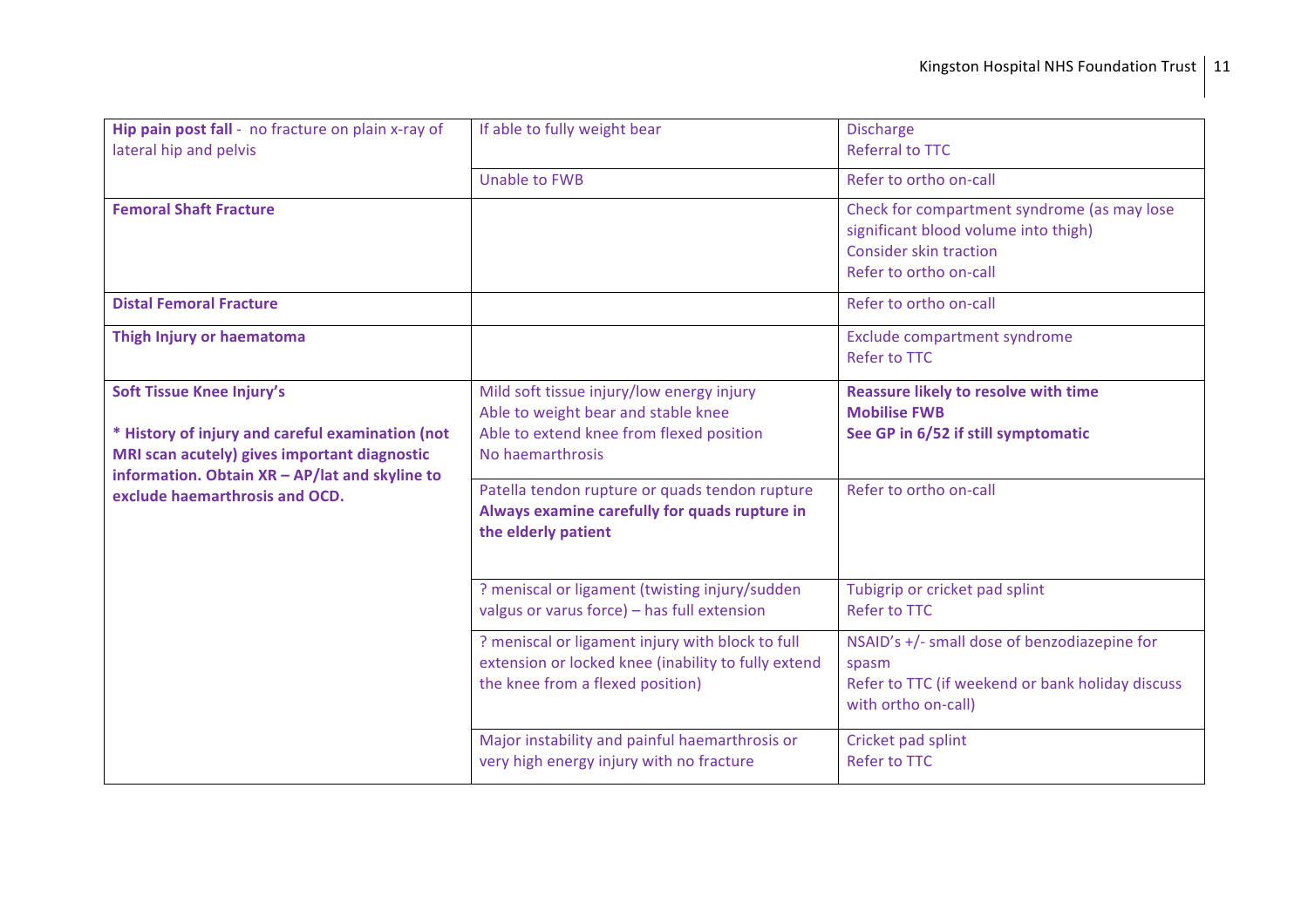| | | |
|---|---|---|
| **Hip pain post fall** - no fracture on plain x-ray of lateral hip and pelvis | If able to fully weight bear | Discharge<br>Referral to TTC |
| | Unable to FWB | Refer to ortho on-call |
| **Femoral Shaft Fracture** | | Check for compartment syndrome (as may lose significant blood volume into thigh)<br>Consider skin traction<br>Refer to ortho on-call |
| **Distal Femoral Fracture** | | Refer to ortho on-call |
| **Thigh Injury or haematoma** | | Exclude compartment syndrome<br>Refer to TTC |
| **Soft Tissue Knee Injury's**<br><br>**\* History of injury and careful examination (not MRI scan acutely) gives important diagnostic information. Obtain XR – AP/lat and skyline to exclude haemarthrosis and OCD.** | Mild soft tissue injury/low energy injury<br>Able to weight bear and stable knee<br>Able to extend knee from flexed position<br>No haemarthrosis | **Reassure likely to resolve with time**<br>**Mobilise FWB**<br>**See GP in 6/52 if still symptomatic** |
| | Patella tendon rupture or quads tendon rupture<br>**Always examine carefully for quads rupture in the elderly patient** | Refer to ortho on-call |
| | ? meniscal or ligament (twisting injury/sudden valgus or varus force) – has full extension | Tubigrip or cricket pad splint<br>Refer to TTC |
| | ? meniscal or ligament injury with block to full extension or locked knee (inability to fully extend the knee from a flexed position) | NSAID's +/- small dose of benzodiazepine for spasm<br>Refer to TTC (if weekend or bank holiday discuss with ortho on-call) |
| | Major instability and painful haemarthrosis or very high energy injury with no fracture | Cricket pad splint<br>Refer to TTC |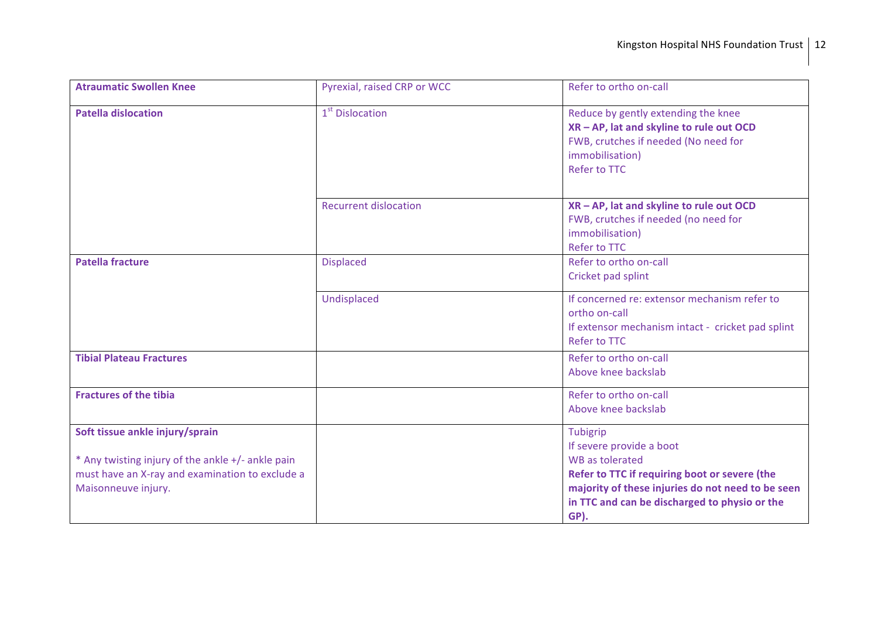| **Atraumatic Swollen Knee** | Pyrexial, raised CRP or WCC | Refer to ortho on-call |
| --- | --- | --- |
| **Patella dislocation** | 1st Dislocation | Reduce by gently extending the knee<br>**XR – AP, lat and skyline to rule out OCD**<br>FWB, crutches if needed (No need for immobilisation)<br>Refer to TTC |
| | Recurrent dislocation | **XR – AP, lat and skyline to rule out OCD**<br>FWB, crutches if needed (no need for immobilisation)<br>Refer to TTC |
| **Patella fracture** | Displaced | Refer to ortho on-call<br>Cricket pad splint |
| | Undisplaced | If concerned re: extensor mechanism refer to ortho on-call<br>If extensor mechanism intact - cricket pad splint<br>Refer to TTC |
| **Tibial Plateau Fractures** | | Refer to ortho on-call<br>Above knee backslab |
| **Fractures of the tibia** | | Refer to ortho on-call<br>Above knee backslab |
| **Soft tissue ankle injury/sprain**<br><br>* Any twisting injury of the ankle +/- ankle pain must have an X-ray and examination to exclude a Maisonneuve injury. | | Tubigrip<br>If severe provide a boot<br>WB as tolerated<br>**Refer to TTC if requiring boot or severe (the majority of these injuries do not need to be seen in TTC and can be discharged to physio or the GP).** |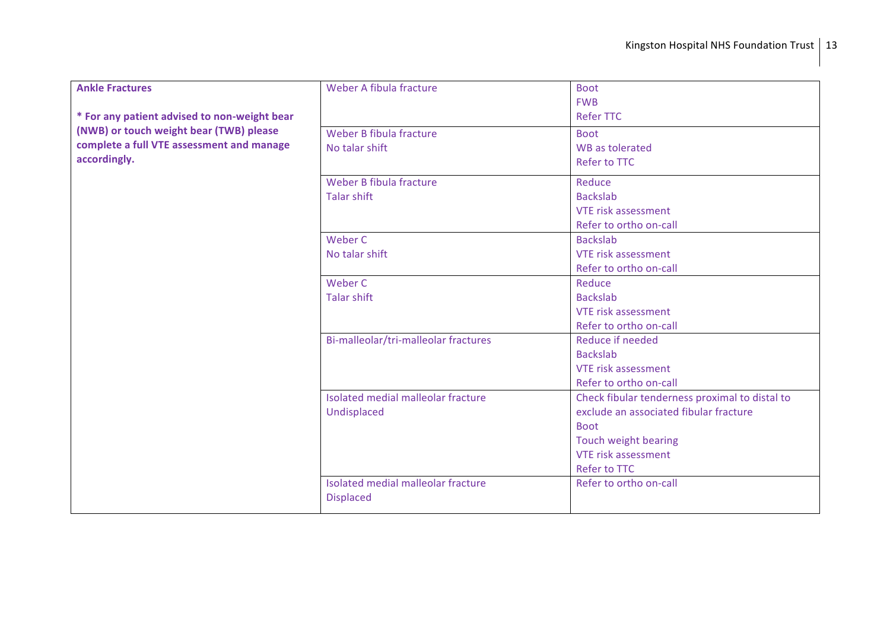| | | |
|---|---|---|
| **Ankle Fractures**<br><br>**\* For any patient advised to non-weight bear (NWB) or touch weight bear (TWB) please complete a full VTE assessment and manage accordingly.** | Weber A fibula fracture | Boot<br>FWB<br>Refer TTC |
| | Weber B fibula fracture<br>No talar shift | Boot<br>WB as tolerated<br>Refer to TTC |
| | Weber B fibula fracture<br>Talar shift | Reduce<br>Backslab<br>VTE risk assessment<br>Refer to ortho on-call |
| | Weber C<br>No talar shift | Backslab<br>VTE risk assessment<br>Refer to ortho on-call |
| | Weber C<br>Talar shift | Reduce<br>Backslab<br>VTE risk assessment<br>Refer to ortho on-call |
| | Bi-malleolar/tri-malleolar fractures | Reduce if needed<br>Backslab<br>VTE risk assessment<br>Refer to ortho on-call |
| | Isolated medial malleolar fracture<br>Undisplaced | Check fibular tenderness proximal to distal to exclude an associated fibular fracture<br>Boot<br>Touch weight bearing<br>VTE risk assessment<br>Refer to TTC |
| | Isolated medial malleolar fracture<br>Displaced | Refer to ortho on-call |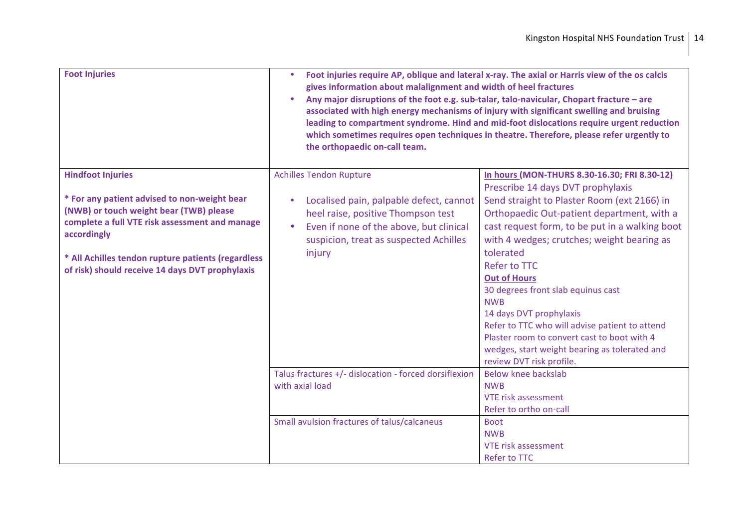| | | |
|---|---|---|
| **Foot Injuries** | • **Foot injuries require AP, oblique and lateral x-ray. The axial or Harris view of the os calcis gives information about malalignment and width of heel fractures**<br>• **Any major disruptions of the foot e.g. sub-talar, talo-navicular, Chopart fracture – are associated with high energy mechanisms of injury with significant swelling and bruising leading to compartment syndrome. Hind and mid-foot dislocations require urgent reduction which sometimes requires open techniques in theatre. Therefore, please refer urgently to the orthopaedic on-call team.** | |
| **Hindfoot Injuries**<br><br>**\* For any patient advised to non-weight bear (NWB) or touch weight bear (TWB) please complete a full VTE risk assessment and manage accordingly**<br><br>**\* All Achilles tendon rupture patients (regardless of risk) should receive 14 days DVT prophylaxis** | Achilles Tendon Rupture<br><br>• Localised pain, palpable defect, cannot heel raise, positive Thompson test<br>• Even if none of the above, but clinical suspicion, treat as suspected Achilles injury | **In hours (MON-THURS 8.30-16.30; FRI 8.30-12)**<br>Prescribe 14 days DVT prophylaxis<br>Send straight to Plaster Room (ext 2166) in Orthopaedic Out-patient department, with a cast request form, to be put in a walking boot with 4 wedges; crutches; weight bearing as tolerated<br>Refer to TTC<br>**Out of Hours**<br>30 degrees front slab equinus cast<br>NWB<br>14 days DVT prophylaxis<br>Refer to TTC who will advise patient to attend Plaster room to convert cast to boot with 4 wedges, start weight bearing as tolerated and review DVT risk profile. |
| | Talus fractures +/- dislocation - forced dorsiflexion with axial load | Below knee backslab<br>NWB<br>VTE risk assessment<br>Refer to ortho on-call |
| | Small avulsion fractures of talus/calcaneus | Boot<br>NWB<br>VTE risk assessment<br>Refer to TTC |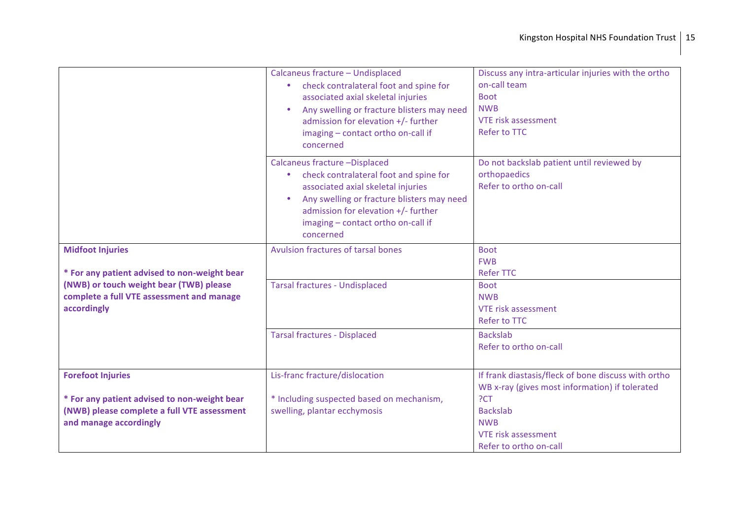|  |  |  |
|---|---|---|
|  | Calcaneus fracture – Undisplaced<br>• check contralateral foot and spine for associated axial skeletal injuries<br>• Any swelling or fracture blisters may need admission for elevation +/- further imaging – contact ortho on-call if concerned | Discuss any intra-articular injuries with the ortho on-call team<br>Boot<br>NWB<br>VTE risk assessment<br>Refer to TTC |
|  | Calcaneus fracture –Displaced<br>• check contralateral foot and spine for associated axial skeletal injuries<br>• Any swelling or fracture blisters may need admission for elevation +/- further imaging – contact ortho on-call if concerned | Do not backslab patient until reviewed by orthopaedics<br>Refer to ortho on-call |
| **Midfoot Injuries**<br><br>**\* For any patient advised to non-weight bear (NWB) or touch weight bear (TWB) please complete a full VTE assessment and manage accordingly** | Avulsion fractures of tarsal bones | Boot<br>FWB<br>Refer TTC |
|  | Tarsal fractures - Undisplaced | Boot<br>NWB<br>VTE risk assessment<br>Refer to TTC |
|  | Tarsal fractures - Displaced | Backslab<br>Refer to ortho on-call |
| **Forefoot Injuries**<br><br>**\* For any patient advised to non-weight bear (NWB) please complete a full VTE assessment and manage accordingly** | Lis-franc fracture/dislocation<br><br>\* Including suspected based on mechanism, swelling, plantar ecchymosis | If frank diastasis/fleck of bone discuss with ortho<br>WB x-ray (gives most information) if tolerated<br>?CT<br>Backslab<br>NWB<br>VTE risk assessment<br>Refer to ortho on-call |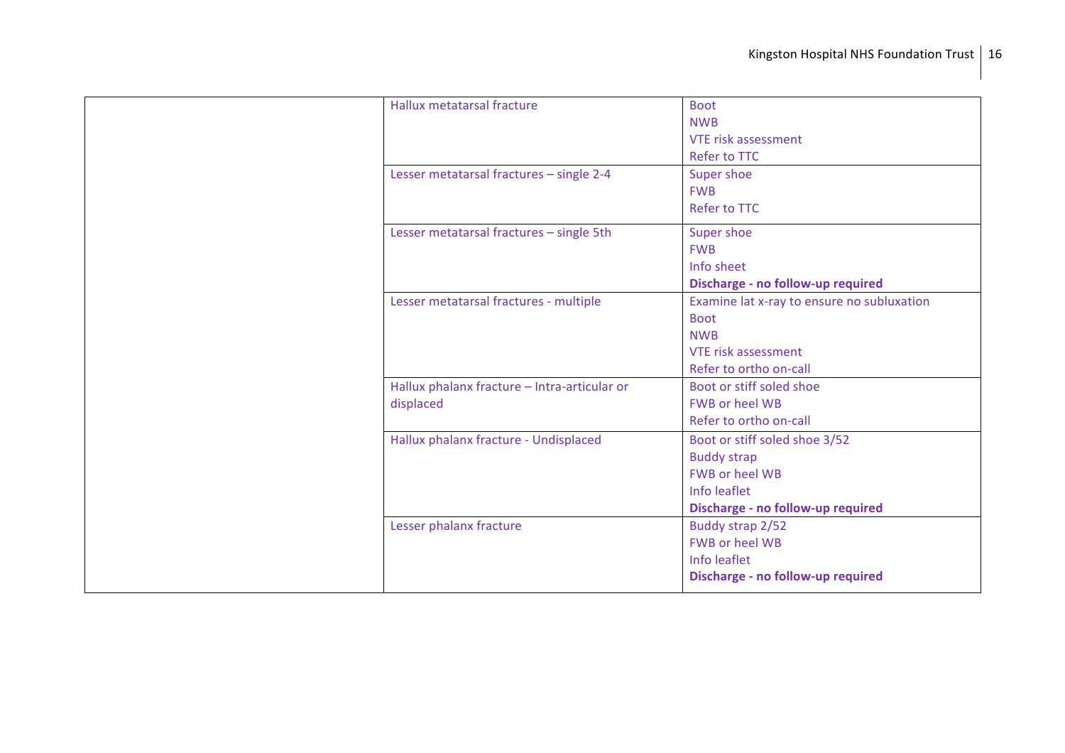| | | |
|---|---|---|
| | Hallux metatarsal fracture | Boot<br>NWB<br>VTE risk assessment<br>Refer to TTC |
| | Lesser metatarsal fractures – single 2-4 | Super shoe<br>FWB<br>Refer to TTC |
| | Lesser metatarsal fractures – single 5th | Super shoe<br>FWB<br>Info sheet<br>**Discharge - no follow-up required** |
| | Lesser metatarsal fractures - multiple | Examine lat x-ray to ensure no subluxation<br>Boot<br>NWB<br>VTE risk assessment<br>Refer to ortho on-call |
| | Hallux phalanx fracture – Intra-articular or displaced | Boot or stiff soled shoe<br>FWB or heel WB<br>Refer to ortho on-call |
| | Hallux phalanx fracture - Undisplaced | Boot or stiff soled shoe 3/52<br>Buddy strap<br>FWB or heel WB<br>Info leaflet<br>**Discharge - no follow-up required** |
| | Lesser phalanx fracture | Buddy strap 2/52<br>FWB or heel WB<br>Info leaflet<br>**Discharge - no follow-up required** |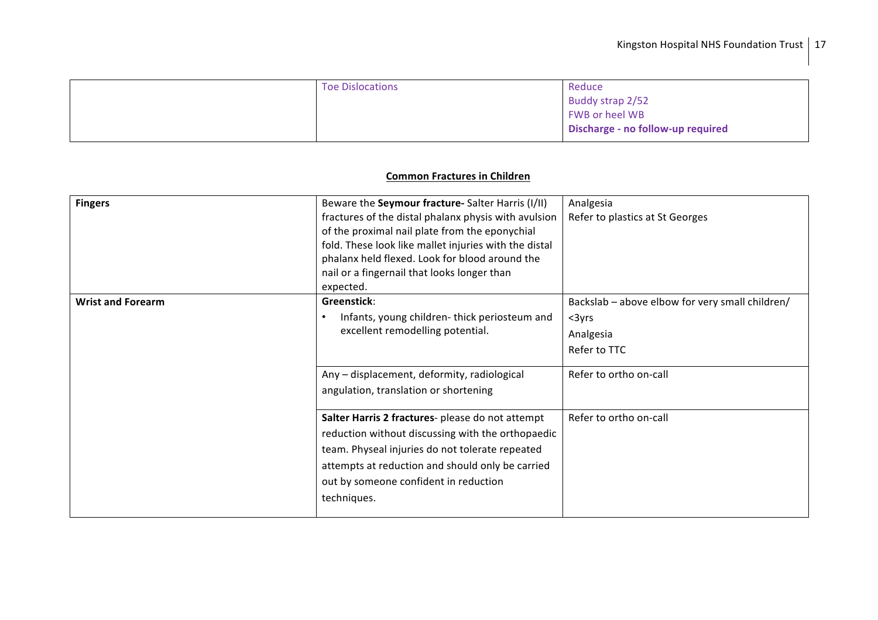| | | |
|---|---|---|
| | Toe Dislocations | Reduce<br>Buddy strap 2/52<br>FWB or heel WB<br>**Discharge - no follow-up required** |

## Common Fractures in Children

| | | |
|---|---|---|
| **Fingers** | Beware the **Seymour fracture-** Salter Harris (I/II) fractures of the distal phalanx physis with avulsion of the proximal nail plate from the eponychial fold. These look like mallet injuries with the distal phalanx held flexed. Look for blood around the nail or a fingernail that looks longer than expected. | Analgesia<br>Refer to plastics at St Georges |
| **Wrist and Forearm** | **Greenstick**:<br>• Infants, young children- thick periosteum and excellent remodelling potential. | Backslab – above elbow for very small children/ <3yrs<br>Analgesia<br>Refer to TTC |
| | Any – displacement, deformity, radiological angulation, translation or shortening | Refer to ortho on-call |
| | **Salter Harris 2 fractures**- please do not attempt reduction without discussing with the orthopaedic team. Physeal injuries do not tolerate repeated attempts at reduction and should only be carried out by someone confident in reduction techniques. | Refer to ortho on-call |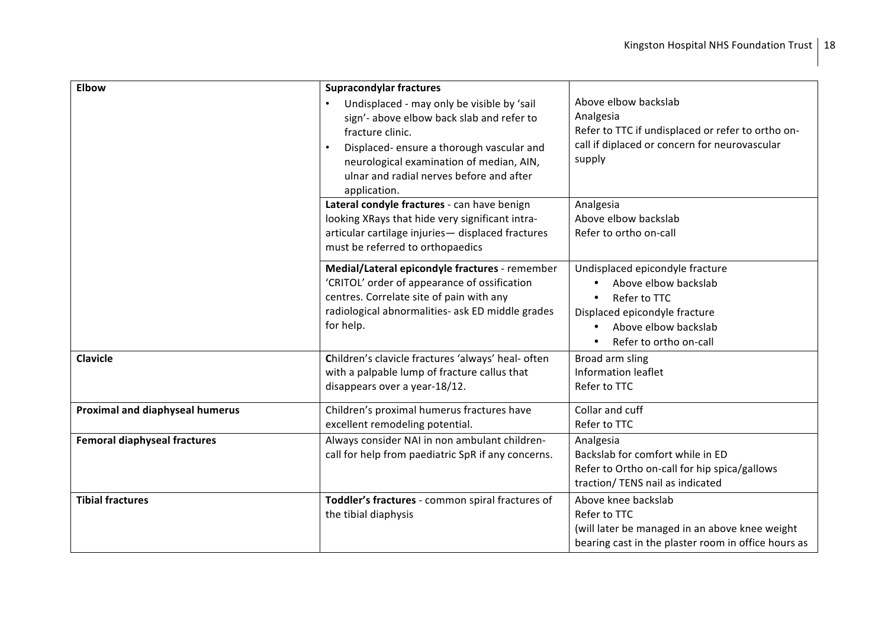| | | |
|---|---|---|
| **Elbow** | **Supracondylar fractures**<br>• Undisplaced - may only be visible by 'sail sign'- above elbow back slab and refer to fracture clinic.<br>• Displaced- ensure a thorough vascular and neurological examination of median, AIN, ulnar and radial nerves before and after application. | Above elbow backslab<br>Analgesia<br>Refer to TTC if undisplaced or refer to ortho on-call if diplaced or concern for neurovascular supply |
| | **Lateral condyle fractures** - can have benign looking XRays that hide very significant intra-articular cartilage injuries— displaced fractures must be referred to orthopaedics | Analgesia<br>Above elbow backslab<br>Refer to ortho on-call |
| | **Medial/Lateral epicondyle fractures** - remember 'CRITOL' order of appearance of ossification centres. Correlate site of pain with any radiological abnormalities- ask ED middle grades for help. | Undisplaced epicondyle fracture<br>• Above elbow backslab<br>• Refer to TTC<br>Displaced epicondyle fracture<br>• Above elbow backslab<br>• Refer to ortho on-call |
| **Clavicle** | **C**hildren's clavicle fractures 'always' heal- often with a palpable lump of fracture callus that disappears over a year-18/12. | Broad arm sling<br>Information leaflet<br>Refer to TTC |
| **Proximal and diaphyseal humerus** | Children's proximal humerus fractures have excellent remodeling potential. | Collar and cuff<br>Refer to TTC |
| **Femoral diaphyseal fractures** | Always consider NAI in non ambulant children- call for help from paediatric SpR if any concerns. | Analgesia<br>Backslab for comfort while in ED<br>Refer to Ortho on-call for hip spica/gallows traction/ TENS nail as indicated |
| **Tibial fractures** | **Toddler's fractures** - common spiral fractures of the tibial diaphysis | Above knee backslab<br>Refer to TTC<br>(will later be managed in an above knee weight bearing cast in the plaster room in office hours as |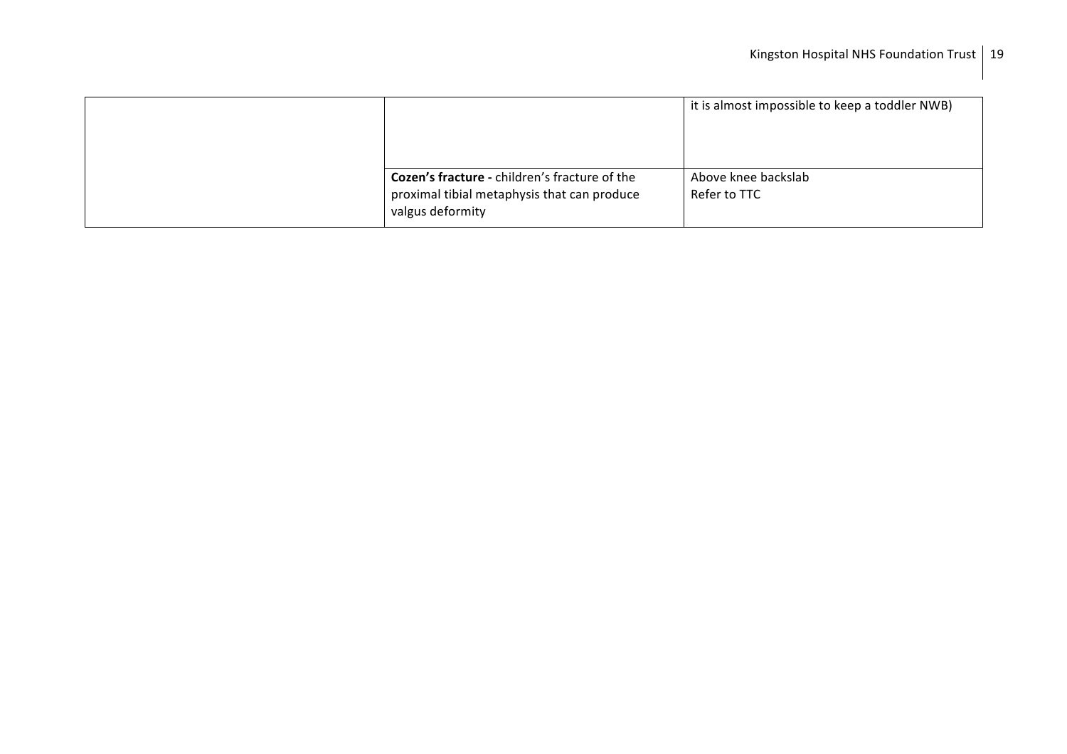| | | |
|---|---|---|
| | | it is almost impossible to keep a toddler NWB) |
| | **Cozen's fracture -** children's fracture of the proximal tibial metaphysis that can produce valgus deformity | Above knee backslab<br>Refer to TTC |